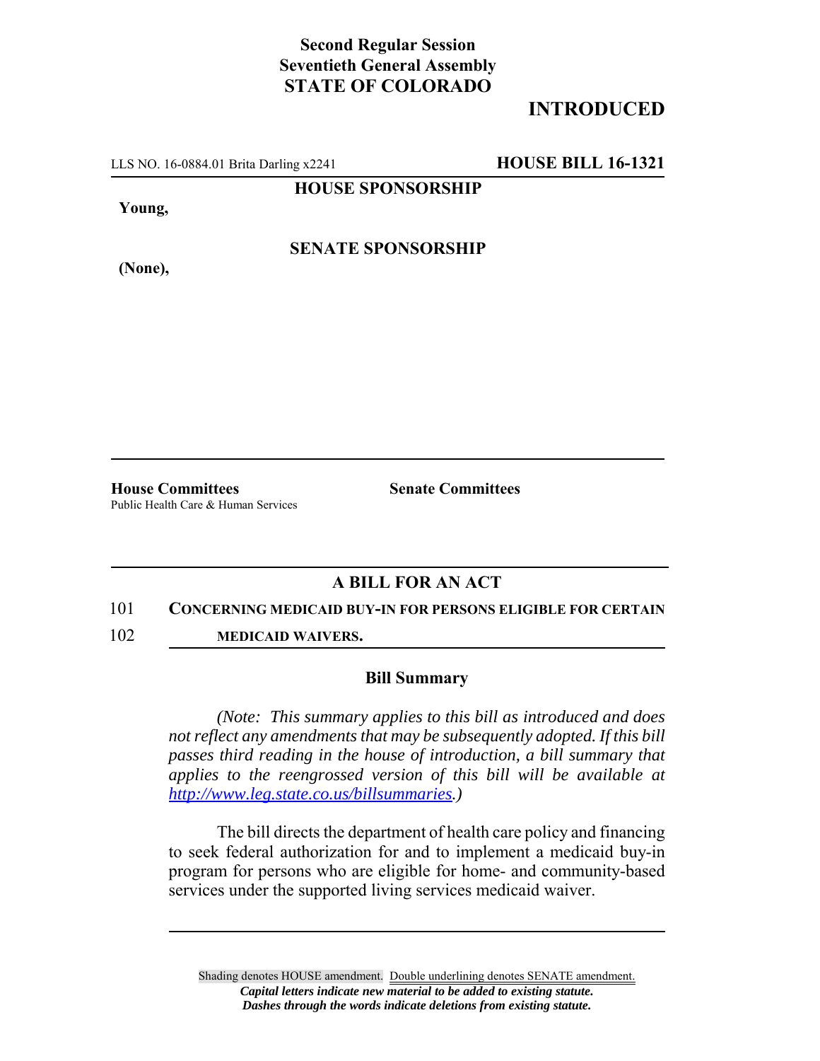**Second Regular Session**
**Seventieth General Assembly**
**STATE OF COLORADO**

**INTRODUCED**

LLS NO. 16-0884.01 Brita Darling x2241 **HOUSE BILL 16-1321**

**HOUSE SPONSORSHIP**

**Young,**

**SENATE SPONSORSHIP**

**(None),**

**House Committees**
Public Health Care & Human Services

**Senate Committees**

## A BILL FOR AN ACT

101 **CONCERNING MEDICAID BUY-IN FOR PERSONS ELIGIBLE FOR CERTAIN**
102 **MEDICAID WAIVERS.**

### Bill Summary

*(Note: This summary applies to this bill as introduced and does not reflect any amendments that may be subsequently adopted. If this bill passes third reading in the house of introduction, a bill summary that applies to the reengrossed version of this bill will be available at http://www.leg.state.co.us/billsummaries.)*

The bill directs the department of health care policy and financing to seek federal authorization for and to implement a medicaid buy-in program for persons who are eligible for home- and community-based services under the supported living services medicaid waiver.

Shading denotes HOUSE amendment. Double underlining denotes SENATE amendment.
*Capital letters indicate new material to be added to existing statute.*
*Dashes through the words indicate deletions from existing statute.*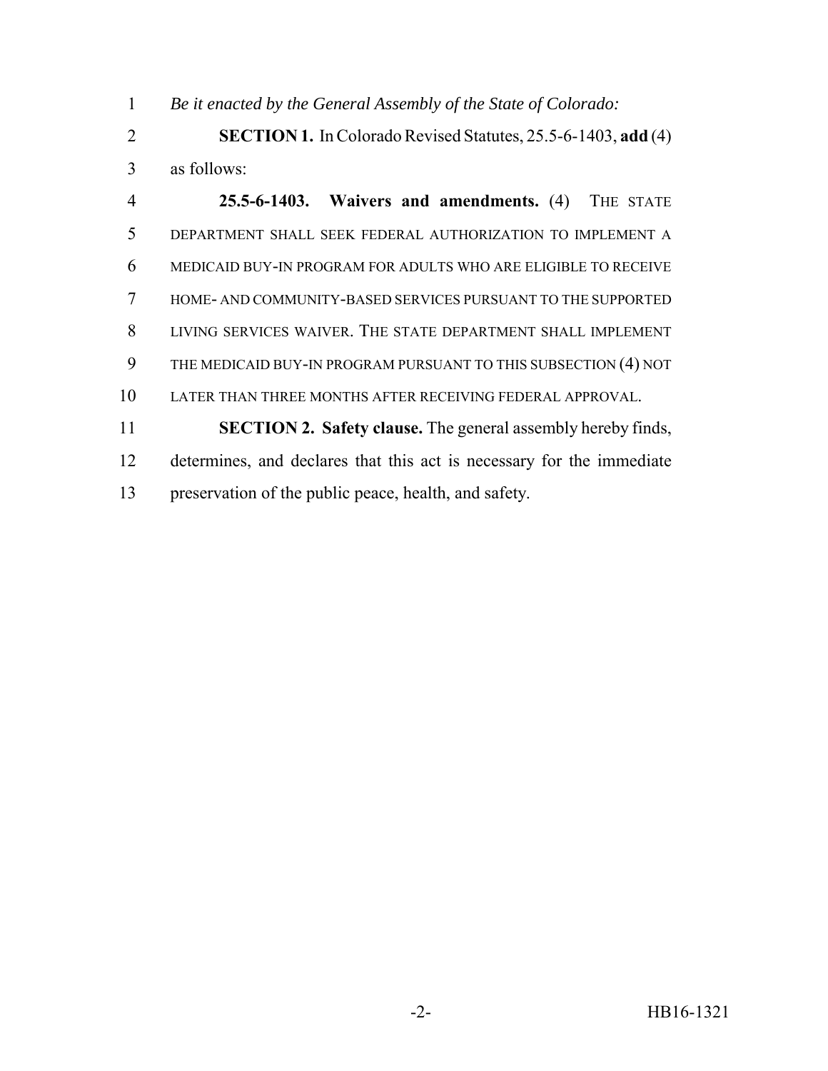*Be it enacted by the General Assembly of the State of Colorado:*

**SECTION 1.** In Colorado Revised Statutes, 25.5-6-1403, **add** (4) as follows:

**25.5-6-1403. Waivers and amendments.** (4) THE STATE DEPARTMENT SHALL SEEK FEDERAL AUTHORIZATION TO IMPLEMENT A MEDICAID BUY-IN PROGRAM FOR ADULTS WHO ARE ELIGIBLE TO RECEIVE HOME- AND COMMUNITY-BASED SERVICES PURSUANT TO THE SUPPORTED LIVING SERVICES WAIVER. THE STATE DEPARTMENT SHALL IMPLEMENT THE MEDICAID BUY-IN PROGRAM PURSUANT TO THIS SUBSECTION (4) NOT LATER THAN THREE MONTHS AFTER RECEIVING FEDERAL APPROVAL.

**SECTION 2. Safety clause.** The general assembly hereby finds, determines, and declares that this act is necessary for the immediate preservation of the public peace, health, and safety.